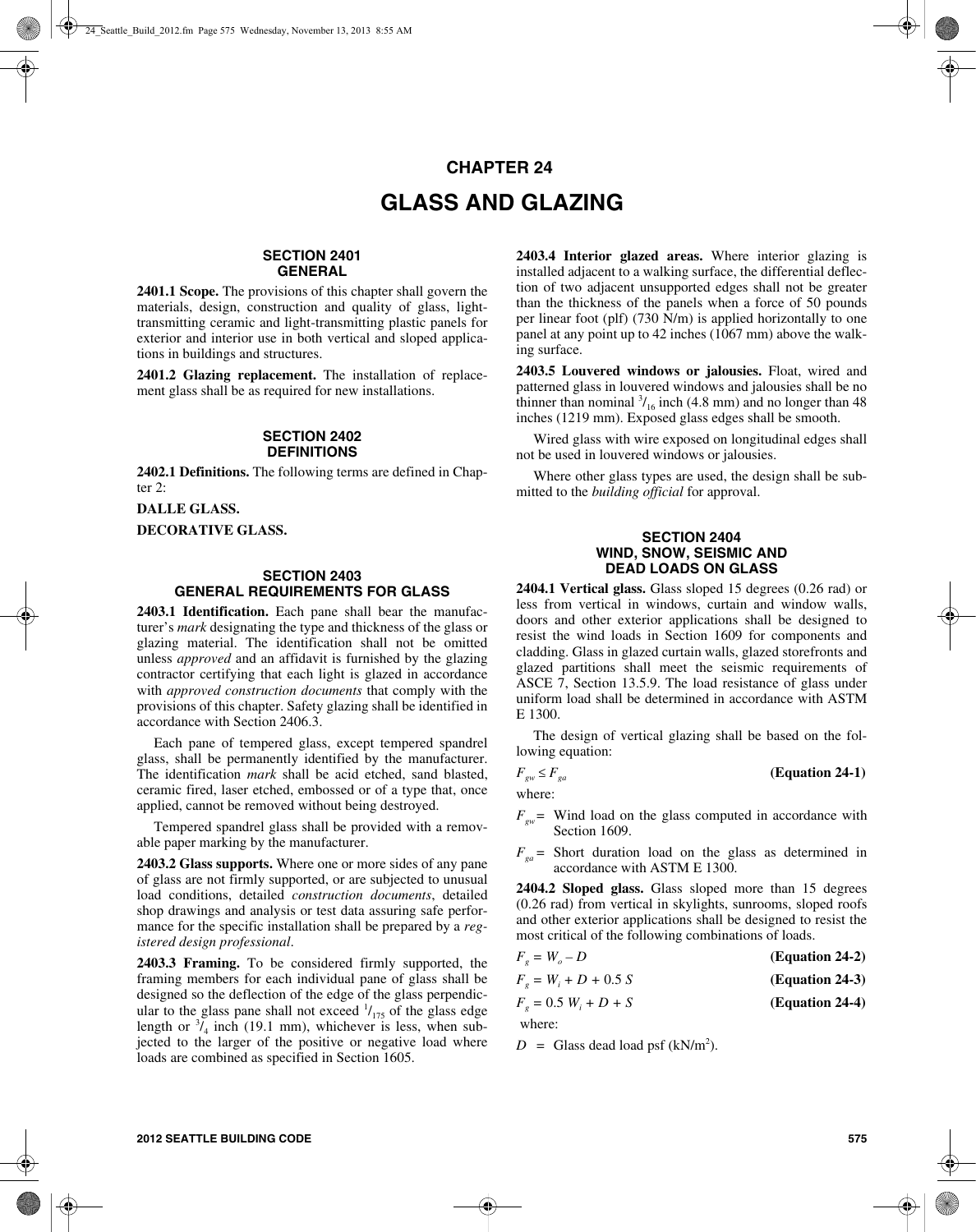# CHAPTER 24

# GLASS AND GLAZING

## SECTION 2401 GENERAL

**2401.1 Scope.** The provisions of this chapter shall govern the materials, design, construction and quality of glass, light-transmitting ceramic and light-transmitting plastic panels for exterior and interior use in both vertical and sloped applications in buildings and structures.

**2401.2 Glazing replacement.** The installation of replacement glass shall be as required for new installations.

## SECTION 2402 DEFINITIONS

**2402.1 Definitions.** The following terms are defined in Chapter 2:

**DALLE GLASS.**

**DECORATIVE GLASS.**

## SECTION 2403 GENERAL REQUIREMENTS FOR GLASS

**2403.1 Identification.** Each pane shall bear the manufacturer's *mark* designating the type and thickness of the glass or glazing material. The identification shall not be omitted unless *approved* and an affidavit is furnished by the glazing contractor certifying that each light is glazed in accordance with *approved construction documents* that comply with the provisions of this chapter. Safety glazing shall be identified in accordance with Section 2406.3.

Each pane of tempered glass, except tempered spandrel glass, shall be permanently identified by the manufacturer. The identification *mark* shall be acid etched, sand blasted, ceramic fired, laser etched, embossed or of a type that, once applied, cannot be removed without being destroyed.

Tempered spandrel glass shall be provided with a removable paper marking by the manufacturer.

**2403.2 Glass supports.** Where one or more sides of any pane of glass are not firmly supported, or are subjected to unusual load conditions, detailed *construction documents*, detailed shop drawings and analysis or test data assuring safe performance for the specific installation shall be prepared by a *registered design professional*.

**2403.3 Framing.** To be considered firmly supported, the framing members for each individual pane of glass shall be designed so the deflection of the edge of the glass perpendicular to the glass pane shall not exceed $^1/_{175}$ of the glass edge length or $^3/_4$ inch (19.1 mm), whichever is less, when subjected to the larger of the positive or negative load where loads are combined as specified in Section 1605.

**2403.4 Interior glazed areas.** Where interior glazing is installed adjacent to a walking surface, the differential deflection of two adjacent unsupported edges shall not be greater than the thickness of the panels when a force of 50 pounds per linear foot (plf) (730 N/m) is applied horizontally to one panel at any point up to 42 inches (1067 mm) above the walking surface.

**2403.5 Louvered windows or jalousies.** Float, wired and patterned glass in louvered windows and jalousies shall be no thinner than nominal $^3/_{16}$ inch (4.8 mm) and no longer than 48 inches (1219 mm). Exposed glass edges shall be smooth.

Wired glass with wire exposed on longitudinal edges shall not be used in louvered windows or jalousies.

Where other glass types are used, the design shall be submitted to the *building official* for approval.

## SECTION 2404 WIND, SNOW, SEISMIC AND DEAD LOADS ON GLASS

**2404.1 Vertical glass.** Glass sloped 15 degrees (0.26 rad) or less from vertical in windows, curtain and window walls, doors and other exterior applications shall be designed to resist the wind loads in Section 1609 for components and cladding. Glass in glazed curtain walls, glazed storefronts and glazed partitions shall meet the seismic requirements of ASCE 7, Section 13.5.9. The load resistance of glass under uniform load shall be determined in accordance with ASTM E 1300.

The design of vertical glazing shall be based on the following equation:

$$F_{gw} \leq F_{ga} \quad \textbf{(Equation 24-1)}$$

where:

$F_{gw}$ = Wind load on the glass computed in accordance with Section 1609.

$F_{ga}$ = Short duration load on the glass as determined in accordance with ASTM E 1300.

**2404.2 Sloped glass.** Glass sloped more than 15 degrees (0.26 rad) from vertical in skylights, sunrooms, sloped roofs and other exterior applications shall be designed to resist the most critical of the following combinations of loads.

$$F_g = W_o - D \quad \textbf{(Equation 24-2)}$$

$$F_g = W_i + D + 0.5\,S \quad \textbf{(Equation 24-3)}$$

$$F_g = 0.5\,W_i + D + S \quad \textbf{(Equation 24-4)}$$

where:

$D$ = Glass dead load psf (kN/m$^2$).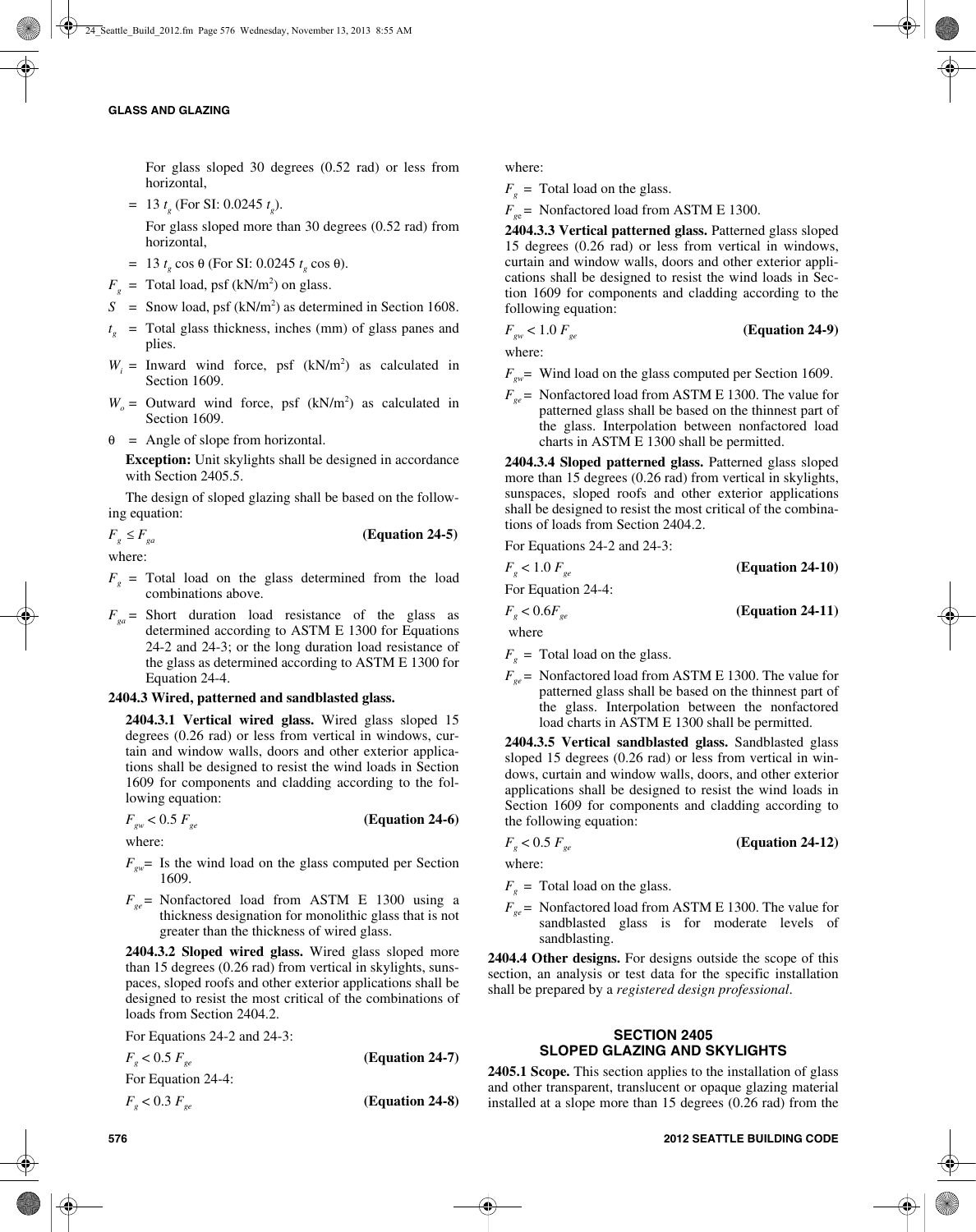For glass sloped 30 degrees (0.52 rad) or less from horizontal,

= 13 $t_g$ (For SI: 0.0245 $t_g$).

For glass sloped more than 30 degrees (0.52 rad) from horizontal,

= 13 $t_g$ cos θ (For SI: 0.0245 $t_g$ cos θ).

$F_g$ = Total load, psf (kN/m$^2$) on glass.

$S$ = Snow load, psf (kN/m$^2$) as determined in Section 1608.

$t_g$ = Total glass thickness, inches (mm) of glass panes and plies.

$W_i$ = Inward wind force, psf (kN/m$^2$) as calculated in Section 1609.

$W_o$ = Outward wind force, psf (kN/m$^2$) as calculated in Section 1609.

θ = Angle of slope from horizontal.

**Exception:** Unit skylights shall be designed in accordance with Section 2405.5.

The design of sloped glazing shall be based on the following equation:

$F_g \leq F_{ga}$ **(Equation 24-5)**

where:

$F_g$ = Total load on the glass determined from the load combinations above.

$F_{ga}$ = Short duration load resistance of the glass as determined according to ASTM E 1300 for Equations 24-2 and 24-3; or the long duration load resistance of the glass as determined according to ASTM E 1300 for Equation 24-4.

**2404.3 Wired, patterned and sandblasted glass.**

**2404.3.1 Vertical wired glass.** Wired glass sloped 15 degrees (0.26 rad) or less from vertical in windows, curtain and window walls, doors and other exterior applications shall be designed to resist the wind loads in Section 1609 for components and cladding according to the following equation:

$F_{gw} < 0.5\ F_{ge}$ **(Equation 24-6)**

where:

$F_{gw}$= Is the wind load on the glass computed per Section 1609.

$F_{ge}$= Nonfactored load from ASTM E 1300 using a thickness designation for monolithic glass that is not greater than the thickness of wired glass.

**2404.3.2 Sloped wired glass.** Wired glass sloped more than 15 degrees (0.26 rad) from vertical in skylights, sunspaces, sloped roofs and other exterior applications shall be designed to resist the most critical of the combinations of loads from Section 2404.2.

For Equations 24-2 and 24-3:

$F_g < 0.5\ F_{ge}$ **(Equation 24-7)**

For Equation 24-4:

$F_g < 0.3\ F_{ge}$ **(Equation 24-8)**

where:

$F_g$ = Total load on the glass.

$F_{ge}$= Nonfactored load from ASTM E 1300.

**2404.3.3 Vertical patterned glass.** Patterned glass sloped 15 degrees (0.26 rad) or less from vertical in windows, curtain and window walls, doors and other exterior applications shall be designed to resist the wind loads in Section 1609 for components and cladding according to the following equation:

$F_{gw} < 1.0\ F_{ge}$ **(Equation 24-9)**

where:

$F_{gw}$= Wind load on the glass computed per Section 1609.

$F_{ge}$= Nonfactored load from ASTM E 1300. The value for patterned glass shall be based on the thinnest part of the glass. Interpolation between nonfactored load charts in ASTM E 1300 shall be permitted.

**2404.3.4 Sloped patterned glass.** Patterned glass sloped more than 15 degrees (0.26 rad) from vertical in skylights, sunspaces, sloped roofs and other exterior applications shall be designed to resist the most critical of the combinations of loads from Section 2404.2.

For Equations 24-2 and 24-3:

$F_g < 1.0\ F_{ge}$ **(Equation 24-10)**

For Equation 24-4:

$F_g < 0.6F_{ge}$ **(Equation 24-11)**

where

$F_g$ = Total load on the glass.

$F_{ge}$= Nonfactored load from ASTM E 1300. The value for patterned glass shall be based on the thinnest part of the glass. Interpolation between the nonfactored load charts in ASTM E 1300 shall be permitted.

**2404.3.5 Vertical sandblasted glass.** Sandblasted glass sloped 15 degrees (0.26 rad) or less from vertical in windows, curtain and window walls, doors, and other exterior applications shall be designed to resist the wind loads in Section 1609 for components and cladding according to the following equation:

$F_g < 0.5\ F_{ge}$ **(Equation 24-12)**

where:

$F_g$ = Total load on the glass.

$F_{ge}$= Nonfactored load from ASTM E 1300. The value for sandblasted glass is for moderate levels of sandblasting.

**2404.4 Other designs.** For designs outside the scope of this section, an analysis or test data for the specific installation shall be prepared by a *registered design professional*.

## SECTION 2405
## SLOPED GLAZING AND SKYLIGHTS

**2405.1 Scope.** This section applies to the installation of glass and other transparent, translucent or opaque glazing material installed at a slope more than 15 degrees (0.26 rad) from the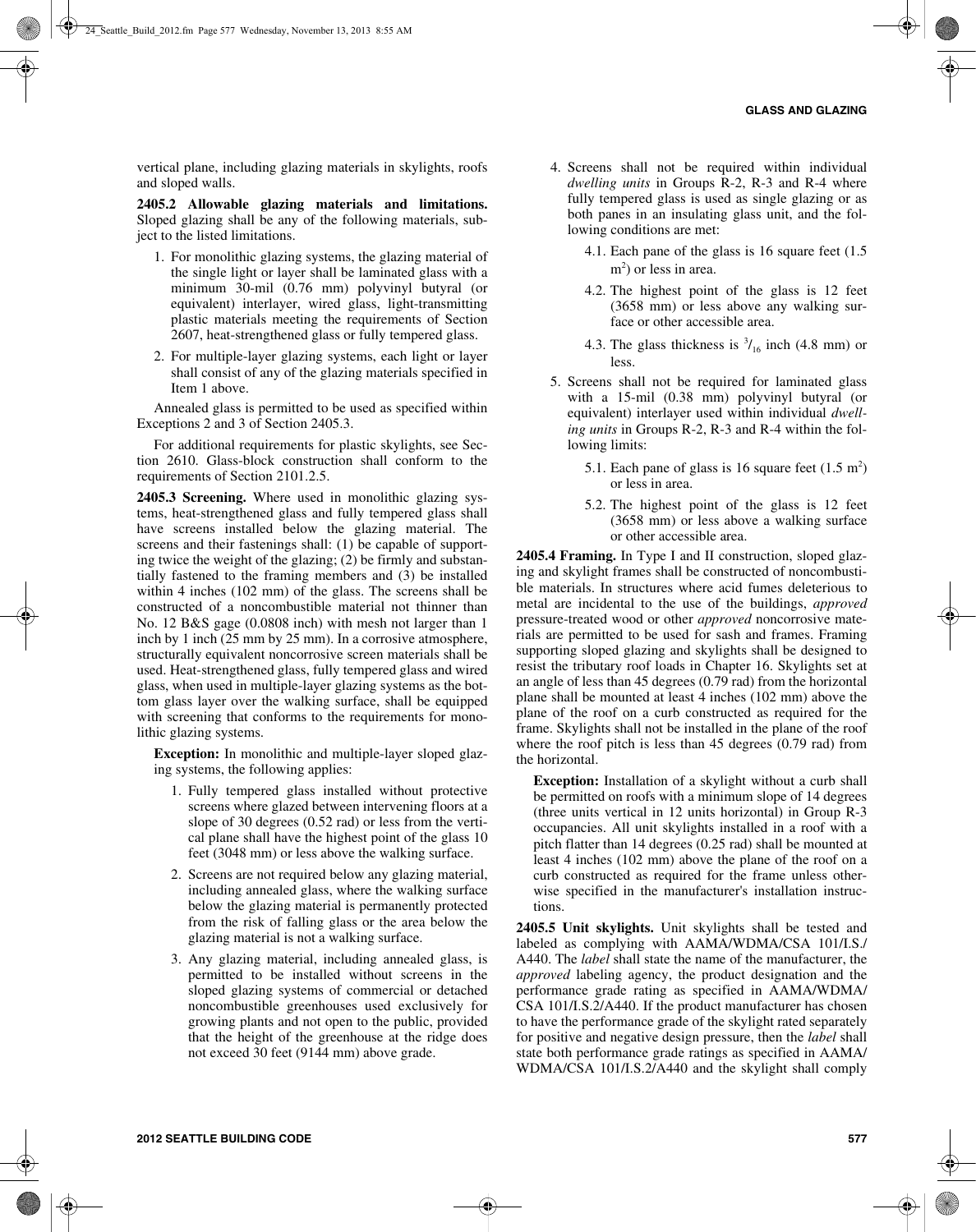vertical plane, including glazing materials in skylights, roofs and sloped walls.

**2405.2 Allowable glazing materials and limitations.** Sloped glazing shall be any of the following materials, subject to the listed limitations.

1. For monolithic glazing systems, the glazing material of the single light or layer shall be laminated glass with a minimum 30-mil (0.76 mm) polyvinyl butyral (or equivalent) interlayer, wired glass, light-transmitting plastic materials meeting the requirements of Section 2607, heat-strengthened glass or fully tempered glass.
2. For multiple-layer glazing systems, each light or layer shall consist of any of the glazing materials specified in Item 1 above.

Annealed glass is permitted to be used as specified within Exceptions 2 and 3 of Section 2405.3.

For additional requirements for plastic skylights, see Section 2610. Glass-block construction shall conform to the requirements of Section 2101.2.5.

**2405.3 Screening.** Where used in monolithic glazing systems, heat-strengthened glass and fully tempered glass shall have screens installed below the glazing material. The screens and their fastenings shall: (1) be capable of supporting twice the weight of the glazing; (2) be firmly and substantially fastened to the framing members and (3) be installed within 4 inches (102 mm) of the glass. The screens shall be constructed of a noncombustible material not thinner than No. 12 B&S gage (0.0808 inch) with mesh not larger than 1 inch by 1 inch (25 mm by 25 mm). In a corrosive atmosphere, structurally equivalent noncorrosive screen materials shall be used. Heat-strengthened glass, fully tempered glass and wired glass, when used in multiple-layer glazing systems as the bottom glass layer over the walking surface, shall be equipped with screening that conforms to the requirements for monolithic glazing systems.

**Exception:** In monolithic and multiple-layer sloped glazing systems, the following applies:

1. Fully tempered glass installed without protective screens where glazed between intervening floors at a slope of 30 degrees (0.52 rad) or less from the vertical plane shall have the highest point of the glass 10 feet (3048 mm) or less above the walking surface.
2. Screens are not required below any glazing material, including annealed glass, where the walking surface below the glazing material is permanently protected from the risk of falling glass or the area below the glazing material is not a walking surface.
3. Any glazing material, including annealed glass, is permitted to be installed without screens in the sloped glazing systems of commercial or detached noncombustible greenhouses used exclusively for growing plants and not open to the public, provided that the height of the greenhouse at the ridge does not exceed 30 feet (9144 mm) above grade.
4. Screens shall not be required within individual *dwelling units* in Groups R-2, R-3 and R-4 where fully tempered glass is used as single glazing or as both panes in an insulating glass unit, and the following conditions are met:
   - 4.1. Each pane of the glass is 16 square feet (1.5 $m^2$) or less in area.
   - 4.2. The highest point of the glass is 12 feet (3658 mm) or less above any walking surface or other accessible area.
   - 4.3. The glass thickness is $^3/_{16}$ inch (4.8 mm) or less.
5. Screens shall not be required for laminated glass with a 15-mil (0.38 mm) polyvinyl butyral (or equivalent) interlayer used within individual *dwelling units* in Groups R-2, R-3 and R-4 within the following limits:
   - 5.1. Each pane of glass is 16 square feet (1.5 $m^2$) or less in area.
   - 5.2. The highest point of the glass is 12 feet (3658 mm) or less above a walking surface or other accessible area.

**2405.4 Framing.** In Type I and II construction, sloped glazing and skylight frames shall be constructed of noncombustible materials. In structures where acid fumes deleterious to metal are incidental to the use of the buildings, *approved* pressure-treated wood or other *approved* noncorrosive materials are permitted to be used for sash and frames. Framing supporting sloped glazing and skylights shall be designed to resist the tributary roof loads in Chapter 16. Skylights set at an angle of less than 45 degrees (0.79 rad) from the horizontal plane shall be mounted at least 4 inches (102 mm) above the plane of the roof on a curb constructed as required for the frame. Skylights shall not be installed in the plane of the roof where the roof pitch is less than 45 degrees (0.79 rad) from the horizontal.

**Exception:** Installation of a skylight without a curb shall be permitted on roofs with a minimum slope of 14 degrees (three units vertical in 12 units horizontal) in Group R-3 occupancies. All unit skylights installed in a roof with a pitch flatter than 14 degrees (0.25 rad) shall be mounted at least 4 inches (102 mm) above the plane of the roof on a curb constructed as required for the frame unless otherwise specified in the manufacturer's installation instructions.

**2405.5 Unit skylights.** Unit skylights shall be tested and labeled as complying with AAMA/WDMA/CSA 101/I.S./A440. The *label* shall state the name of the manufacturer, the *approved* labeling agency, the product designation and the performance grade rating as specified in AAMA/WDMA/CSA 101/I.S.2/A440. If the product manufacturer has chosen to have the performance grade of the skylight rated separately for positive and negative design pressure, then the *label* shall state both performance grade ratings as specified in AAMA/WDMA/CSA 101/I.S.2/A440 and the skylight shall comply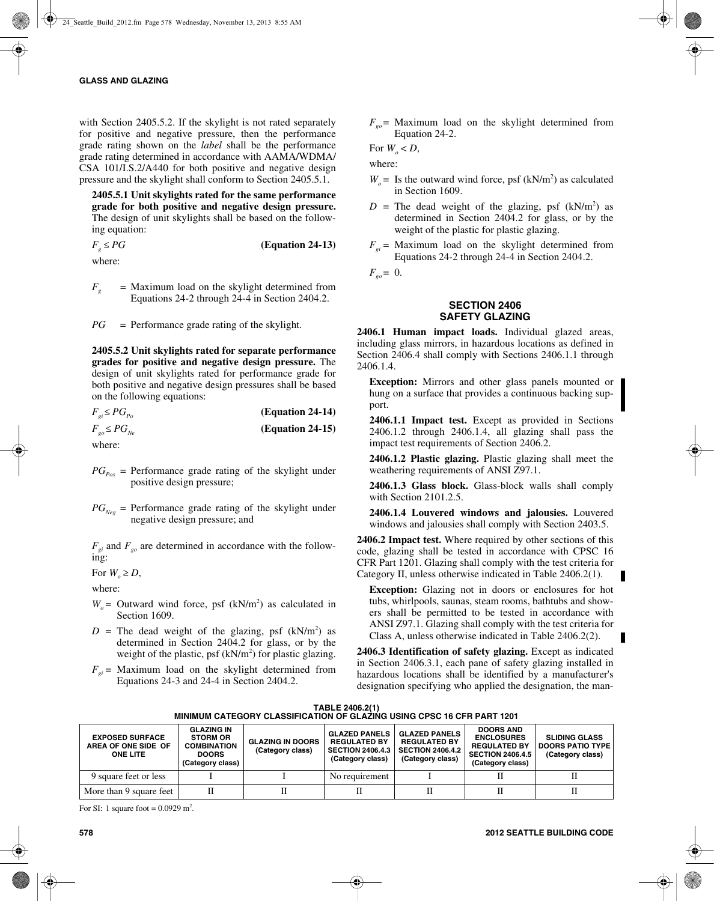with Section 2405.5.2. If the skylight is not rated separately for positive and negative pressure, then the performance grade rating shown on the *label* shall be the performance grade rating determined in accordance with AAMA/WDMA/CSA 101/I.S.2/A440 for both positive and negative design pressure and the skylight shall conform to Section 2405.5.1.

**2405.5.1 Unit skylights rated for the same performance grade for both positive and negative design pressure.** The design of unit skylights shall be based on the following equation:

$F_g \leq PG$ **(Equation 24-13)**

where:

$F_g$ = Maximum load on the skylight determined from Equations 24-2 through 24-4 in Section 2404.2.

$PG$ = Performance grade rating of the skylight.

**2405.5.2 Unit skylights rated for separate performance grades for positive and negative design pressure.** The design of unit skylights rated for performance grade for both positive and negative design pressures shall be based on the following equations:

$F_{gi} \leq PG_{Po}$ **(Equation 24-14)**

$F_{go} \leq PG_{Ne}$ **(Equation 24-15)**

where:

$PG_{Pos}$ = Performance grade rating of the skylight under positive design pressure;

$PG_{Neg}$ = Performance grade rating of the skylight under negative design pressure; and

$F_{gi}$ and $F_{go}$ are determined in accordance with the following:

For $W_o \geq D$,

where:

$W_o$ = Outward wind force, psf (kN/m$^2$) as calculated in Section 1609.

$D$ = The dead weight of the glazing, psf (kN/m$^2$) as determined in Section 2404.2 for glass, or by the weight of the plastic, psf (kN/m$^2$) for plastic glazing.

$F_{gi}$ = Maximum load on the skylight determined from Equations 24-3 and 24-4 in Section 2404.2.

$F_{go}$ = Maximum load on the skylight determined from Equation 24-2.

For $W_o < D$,

where:

$W_o$ = Is the outward wind force, psf (kN/m$^2$) as calculated in Section 1609.

$D$ = The dead weight of the glazing, psf (kN/m$^2$) as determined in Section 2404.2 for glass, or by the weight of the plastic for plastic glazing.

$F_{gi}$ = Maximum load on the skylight determined from Equations 24-2 through 24-4 in Section 2404.2.

$F_{go}$ = 0.

## SECTION 2406 SAFETY GLAZING

**2406.1 Human impact loads.** Individual glazed areas, including glass mirrors, in hazardous locations as defined in Section 2406.4 shall comply with Sections 2406.1.1 through 2406.1.4.

**Exception:** Mirrors and other glass panels mounted or hung on a surface that provides a continuous backing support.

**2406.1.1 Impact test.** Except as provided in Sections 2406.1.2 through 2406.1.4, all glazing shall pass the impact test requirements of Section 2406.2.

**2406.1.2 Plastic glazing.** Plastic glazing shall meet the weathering requirements of ANSI Z97.1.

**2406.1.3 Glass block.** Glass-block walls shall comply with Section 2101.2.5.

**2406.1.4 Louvered windows and jalousies.** Louvered windows and jalousies shall comply with Section 2403.5.

**2406.2 Impact test.** Where required by other sections of this code, glazing shall be tested in accordance with CPSC 16 CFR Part 1201. Glazing shall comply with the test criteria for Category II, unless otherwise indicated in Table 2406.2(1).

**Exception:** Glazing not in doors or enclosures for hot tubs, whirlpools, saunas, steam rooms, bathtubs and showers shall be permitted to be tested in accordance with ANSI Z97.1. Glazing shall comply with the test criteria for Class A, unless otherwise indicated in Table 2406.2(2).

**2406.3 Identification of safety glazing.** Except as indicated in Section 2406.3.1, each pane of safety glazing installed in hazardous locations shall be identified by a manufacturer's designation specifying who applied the designation, the man-

**TABLE 2406.2(1)**
**MINIMUM CATEGORY CLASSIFICATION OF GLAZING USING CPSC 16 CFR PART 1201**

| EXPOSED SURFACE AREA OF ONE SIDE OF ONE LITE | GLAZING IN STORM OR COMBINATION DOORS (Category class) | GLAZING IN DOORS (Category class) | GLAZED PANELS REGULATED BY SECTION 2406.4.3 (Category class) | GLAZED PANELS REGULATED BY SECTION 2406.4.2 (Category class) | DOORS AND ENCLOSURES REGULATED BY SECTION 2406.4.5 (Category class) | SLIDING GLASS DOORS PATIO TYPE (Category class) |
|---|---|---|---|---|---|---|
| 9 square feet or less | I | I | No requirement | I | II | II |
| More than 9 square feet | II | II | II | II | II | II |

For SI: 1 square foot = 0.0929 m$^2$.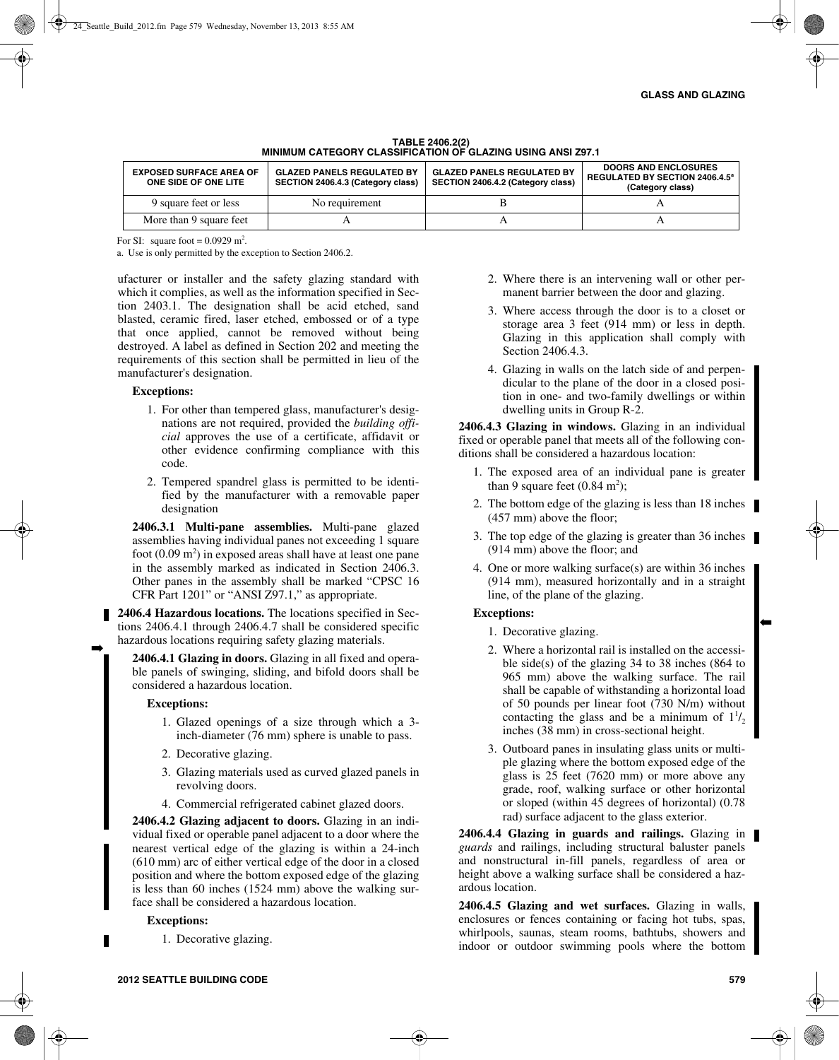**TABLE 2406.2(2)**
**MINIMUM CATEGORY CLASSIFICATION OF GLAZING USING ANSI Z97.1**

| EXPOSED SURFACE AREA OF ONE SIDE OF ONE LITE | GLAZED PANELS REGULATED BY SECTION 2406.4.3 (Category class) | GLAZED PANELS REGULATED BY SECTION 2406.4.2 (Category class) | DOORS AND ENCLOSURES REGULATED BY SECTION 2406.4.5[a] (Category class) |
|---|---|---|---|
| 9 square feet or less | No requirement | B | A |
| More than 9 square feet | A | A | A |

For SI: square foot = 0.0929 $m^2$.

a. Use is only permitted by the exception to Section 2406.2.

ufacturer or installer and the safety glazing standard with which it complies, as well as the information specified in Section 2403.1. The designation shall be acid etched, sand blasted, ceramic fired, laser etched, embossed or of a type that once applied, cannot be removed without being destroyed. A label as defined in Section 202 and meeting the requirements of this section shall be permitted in lieu of the manufacturer's designation.

**Exceptions:**

1. For other than tempered glass, manufacturer's designations are not required, provided the *building official* approves the use of a certificate, affidavit or other evidence confirming compliance with this code.
2. Tempered spandrel glass is permitted to be identified by the manufacturer with a removable paper designation

**2406.3.1 Multi-pane assemblies.** Multi-pane glazed assemblies having individual panes not exceeding 1 square foot (0.09 $m^2$) in exposed areas shall have at least one pane in the assembly marked as indicated in Section 2406.3. Other panes in the assembly shall be marked "CPSC 16 CFR Part 1201" or "ANSI Z97.1," as appropriate.

**2406.4 Hazardous locations.** The locations specified in Sections 2406.4.1 through 2406.4.7 shall be considered specific hazardous locations requiring safety glazing materials.

**2406.4.1 Glazing in doors.** Glazing in all fixed and operable panels of swinging, sliding, and bifold doors shall be considered a hazardous location.

**Exceptions:**

1. Glazed openings of a size through which a 3-inch-diameter (76 mm) sphere is unable to pass.
2. Decorative glazing.
3. Glazing materials used as curved glazed panels in revolving doors.
4. Commercial refrigerated cabinet glazed doors.

**2406.4.2 Glazing adjacent to doors.** Glazing in an individual fixed or operable panel adjacent to a door where the nearest vertical edge of the glazing is within a 24-inch (610 mm) arc of either vertical edge of the door in a closed position and where the bottom exposed edge of the glazing is less than 60 inches (1524 mm) above the walking surface shall be considered a hazardous location.

**Exceptions:**

1. Decorative glazing.
2. Where there is an intervening wall or other permanent barrier between the door and glazing.
3. Where access through the door is to a closet or storage area 3 feet (914 mm) or less in depth. Glazing in this application shall comply with Section 2406.4.3.
4. Glazing in walls on the latch side of and perpendicular to the plane of the door in a closed position in one- and two-family dwellings or within dwelling units in Group R-2.

**2406.4.3 Glazing in windows.** Glazing in an individual fixed or operable panel that meets all of the following conditions shall be considered a hazardous location:

1. The exposed area of an individual pane is greater than 9 square feet (0.84 $m^2$);
2. The bottom edge of the glazing is less than 18 inches (457 mm) above the floor;
3. The top edge of the glazing is greater than 36 inches (914 mm) above the floor; and
4. One or more walking surface(s) are within 36 inches (914 mm), measured horizontally and in a straight line, of the plane of the glazing.

**Exceptions:**

1. Decorative glazing.
2. Where a horizontal rail is installed on the accessible side(s) of the glazing 34 to 38 inches (864 to 965 mm) above the walking surface. The rail shall be capable of withstanding a horizontal load of 50 pounds per linear foot (730 N/m) without contacting the glass and be a minimum of $1^1/_2$ inches (38 mm) in cross-sectional height.
3. Outboard panes in insulating glass units or multiple glazing where the bottom exposed edge of the glass is 25 feet (7620 mm) or more above any grade, roof, walking surface or other horizontal or sloped (within 45 degrees of horizontal) (0.78 rad) surface adjacent to the glass exterior.

**2406.4.4 Glazing in guards and railings.** Glazing in *guards* and railings, including structural baluster panels and nonstructural in-fill panels, regardless of area or height above a walking surface shall be considered a hazardous location.

**2406.4.5 Glazing and wet surfaces.** Glazing in walls, enclosures or fences containing or facing hot tubs, spas, whirlpools, saunas, steam rooms, bathtubs, showers and indoor or outdoor swimming pools where the bottom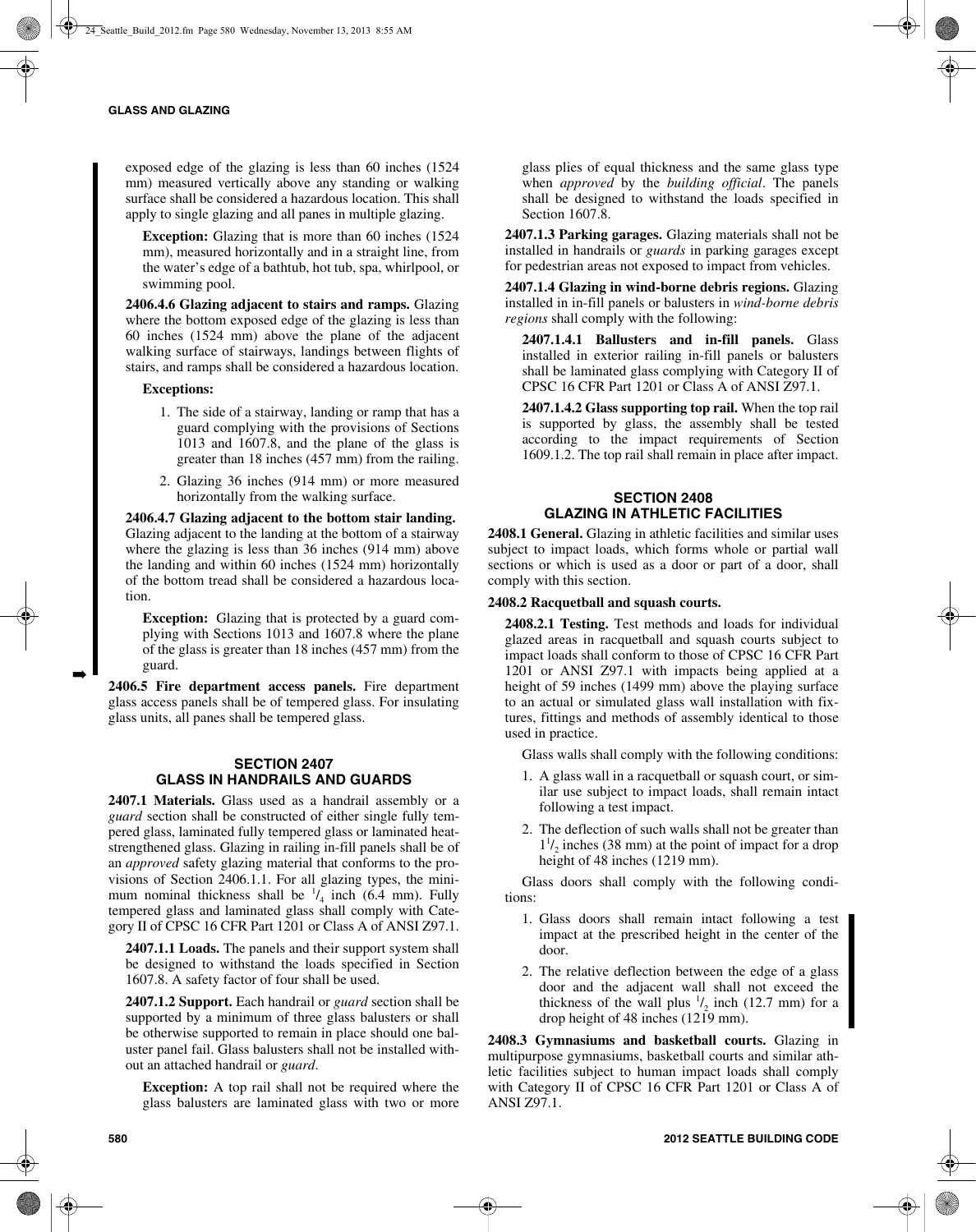exposed edge of the glazing is less than 60 inches (1524 mm) measured vertically above any standing or walking surface shall be considered a hazardous location. This shall apply to single glazing and all panes in multiple glazing.

**Exception:** Glazing that is more than 60 inches (1524 mm), measured horizontally and in a straight line, from the water's edge of a bathtub, hot tub, spa, whirlpool, or swimming pool.

**2406.4.6 Glazing adjacent to stairs and ramps.** Glazing where the bottom exposed edge of the glazing is less than 60 inches (1524 mm) above the plane of the adjacent walking surface of stairways, landings between flights of stairs, and ramps shall be considered a hazardous location.

**Exceptions:**

1. The side of a stairway, landing or ramp that has a guard complying with the provisions of Sections 1013 and 1607.8, and the plane of the glass is greater than 18 inches (457 mm) from the railing.
2. Glazing 36 inches (914 mm) or more measured horizontally from the walking surface.

**2406.4.7 Glazing adjacent to the bottom stair landing.** Glazing adjacent to the landing at the bottom of a stairway where the glazing is less than 36 inches (914 mm) above the landing and within 60 inches (1524 mm) horizontally of the bottom tread shall be considered a hazardous location.

**Exception:** Glazing that is protected by a guard complying with Sections 1013 and 1607.8 where the plane of the glass is greater than 18 inches (457 mm) from the guard.

**2406.5 Fire department access panels.** Fire department glass access panels shall be of tempered glass. For insulating glass units, all panes shall be tempered glass.

## SECTION 2407
## GLASS IN HANDRAILS AND GUARDS

**2407.1 Materials.** Glass used as a handrail assembly or a *guard* section shall be constructed of either single fully tempered glass, laminated fully tempered glass or laminated heat-strengthened glass. Glazing in railing in-fill panels shall be of an *approved* safety glazing material that conforms to the provisions of Section 2406.1.1. For all glazing types, the minimum nominal thickness shall be $^1/_4$ inch (6.4 mm). Fully tempered glass and laminated glass shall comply with Category II of CPSC 16 CFR Part 1201 or Class A of ANSI Z97.1.

**2407.1.1 Loads.** The panels and their support system shall be designed to withstand the loads specified in Section 1607.8. A safety factor of four shall be used.

**2407.1.2 Support.** Each handrail or *guard* section shall be supported by a minimum of three glass balusters or shall be otherwise supported to remain in place should one baluster panel fail. Glass balusters shall not be installed without an attached handrail or *guard*.

**Exception:** A top rail shall not be required where the glass balusters are laminated glass with two or more glass plies of equal thickness and the same glass type when *approved* by the *building official*. The panels shall be designed to withstand the loads specified in Section 1607.8.

**2407.1.3 Parking garages.** Glazing materials shall not be installed in handrails or *guards* in parking garages except for pedestrian areas not exposed to impact from vehicles.

**2407.1.4 Glazing in wind-borne debris regions.** Glazing installed in in-fill panels or balusters in *wind-borne debris regions* shall comply with the following:

**2407.1.4.1 Ballusters and in-fill panels.** Glass installed in exterior railing in-fill panels or balusters shall be laminated glass complying with Category II of CPSC 16 CFR Part 1201 or Class A of ANSI Z97.1.

**2407.1.4.2 Glass supporting top rail.** When the top rail is supported by glass, the assembly shall be tested according to the impact requirements of Section 1609.1.2. The top rail shall remain in place after impact.

## SECTION 2408
## GLAZING IN ATHLETIC FACILITIES

**2408.1 General.** Glazing in athletic facilities and similar uses subject to impact loads, which forms whole or partial wall sections or which is used as a door or part of a door, shall comply with this section.

**2408.2 Racquetball and squash courts.**

**2408.2.1 Testing.** Test methods and loads for individual glazed areas in racquetball and squash courts subject to impact loads shall conform to those of CPSC 16 CFR Part 1201 or ANSI Z97.1 with impacts being applied at a height of 59 inches (1499 mm) above the playing surface to an actual or simulated glass wall installation with fixtures, fittings and methods of assembly identical to those used in practice.

Glass walls shall comply with the following conditions:

1. A glass wall in a racquetball or squash court, or similar use subject to impact loads, shall remain intact following a test impact.
2. The deflection of such walls shall not be greater than $1^1/_2$ inches (38 mm) at the point of impact for a drop height of 48 inches (1219 mm).

Glass doors shall comply with the following conditions:

1. Glass doors shall remain intact following a test impact at the prescribed height in the center of the door.
2. The relative deflection between the edge of a glass door and the adjacent wall shall not exceed the thickness of the wall plus $^1/_2$ inch (12.7 mm) for a drop height of 48 inches (1219 mm).

**2408.3 Gymnasiums and basketball courts.** Glazing in multipurpose gymnasiums, basketball courts and similar athletic facilities subject to human impact loads shall comply with Category II of CPSC 16 CFR Part 1201 or Class A of ANSI Z97.1.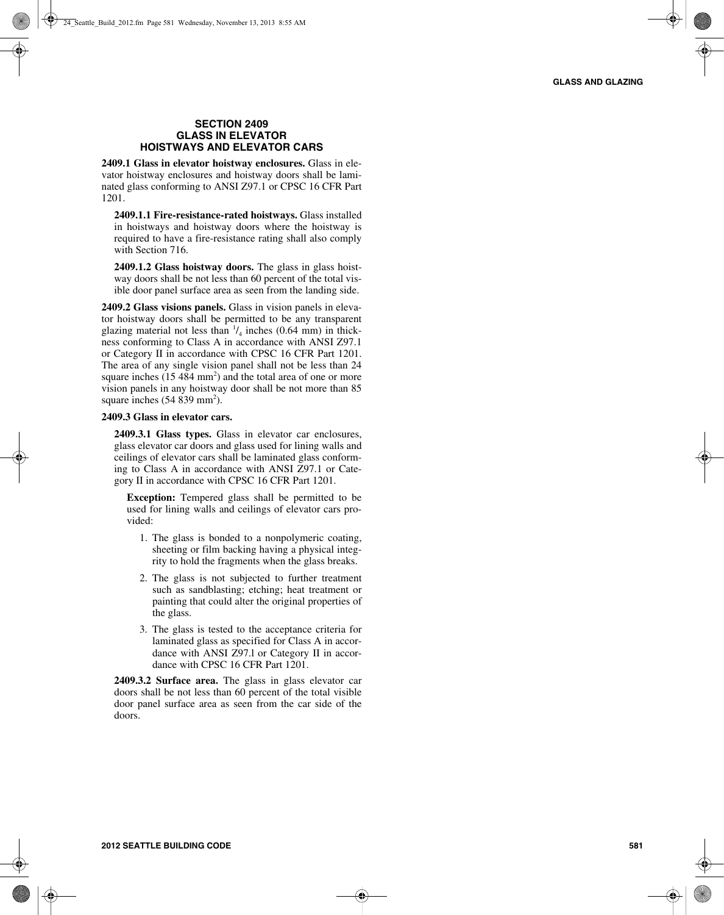## SECTION 2409
## GLASS IN ELEVATOR HOISTWAYS AND ELEVATOR CARS

**2409.1 Glass in elevator hoistway enclosures.** Glass in elevator hoistway enclosures and hoistway doors shall be laminated glass conforming to ANSI Z97.1 or CPSC 16 CFR Part 1201.

**2409.1.1 Fire-resistance-rated hoistways.** Glass installed in hoistways and hoistway doors where the hoistway is required to have a fire-resistance rating shall also comply with Section 716.

**2409.1.2 Glass hoistway doors.** The glass in glass hoistway doors shall be not less than 60 percent of the total visible door panel surface area as seen from the landing side.

**2409.2 Glass visions panels.** Glass in vision panels in elevator hoistway doors shall be permitted to be any transparent glazing material not less than $^1/_4$ inches (0.64 mm) in thickness conforming to Class A in accordance with ANSI Z97.1 or Category II in accordance with CPSC 16 CFR Part 1201. The area of any single vision panel shall not be less than 24 square inches (15 484 mm$^2$) and the total area of one or more vision panels in any hoistway door shall be not more than 85 square inches (54 839 mm$^2$).

**2409.3 Glass in elevator cars.**

**2409.3.1 Glass types.** Glass in elevator car enclosures, glass elevator car doors and glass used for lining walls and ceilings of elevator cars shall be laminated glass conforming to Class A in accordance with ANSI Z97.1 or Category II in accordance with CPSC 16 CFR Part 1201.

**Exception:** Tempered glass shall be permitted to be used for lining walls and ceilings of elevator cars provided:

1. The glass is bonded to a nonpolymeric coating, sheeting or film backing having a physical integrity to hold the fragments when the glass breaks.
2. The glass is not subjected to further treatment such as sandblasting; etching; heat treatment or painting that could alter the original properties of the glass.
3. The glass is tested to the acceptance criteria for laminated glass as specified for Class A in accordance with ANSI Z97.l or Category II in accordance with CPSC 16 CFR Part 1201.

**2409.3.2 Surface area.** The glass in glass elevator car doors shall be not less than 60 percent of the total visible door panel surface area as seen from the car side of the doors.